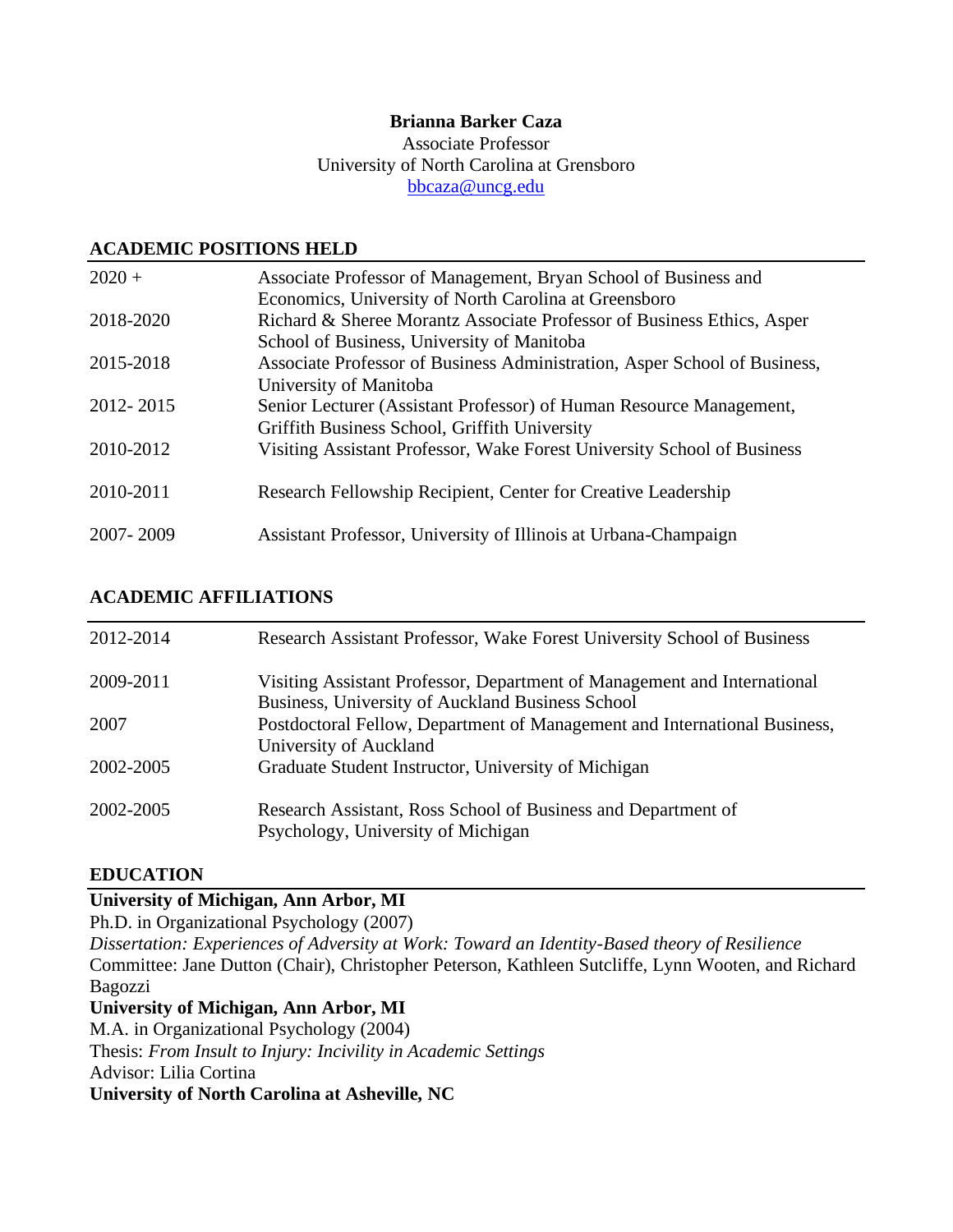**Brianna Barker Caza**
Associate Professor
University of North Carolina at Grensboro
bbcaza@uncg.edu

## ACADEMIC POSITIONS HELD

| | |
|---|---|
| 2020 + | Associate Professor of Management, Bryan School of Business and Economics, University of North Carolina at Greensboro |
| 2018-2020 | Richard & Sheree Morantz Associate Professor of Business Ethics, Asper School of Business, University of Manitoba |
| 2015-2018 | Associate Professor of Business Administration, Asper School of Business, University of Manitoba |
| 2012- 2015 | Senior Lecturer (Assistant Professor) of Human Resource Management, Griffith Business School, Griffith University |
| 2010-2012 | Visiting Assistant Professor, Wake Forest University School of Business |
| 2010-2011 | Research Fellowship Recipient, Center for Creative Leadership |
| 2007- 2009 | Assistant Professor, University of Illinois at Urbana-Champaign |

## ACADEMIC AFFILIATIONS

| | |
|---|---|
| 2012-2014 | Research Assistant Professor, Wake Forest University School of Business |
| 2009-2011 | Visiting Assistant Professor, Department of Management and International Business, University of Auckland Business School |
| 2007 | Postdoctoral Fellow, Department of Management and International Business, University of Auckland |
| 2002-2005 | Graduate Student Instructor, University of Michigan |
| 2002-2005 | Research Assistant, Ross School of Business and Department of Psychology, University of Michigan |

## EDUCATION

**University of Michigan, Ann Arbor, MI**
Ph.D. in Organizational Psychology (2007)
*Dissertation: Experiences of Adversity at Work: Toward an Identity-Based theory of Resilience*
Committee: Jane Dutton (Chair), Christopher Peterson, Kathleen Sutcliffe, Lynn Wooten, and Richard Bagozzi

**University of Michigan, Ann Arbor, MI**
M.A. in Organizational Psychology (2004)
Thesis: *From Insult to Injury: Incivility in Academic Settings*
Advisor: Lilia Cortina

**University of North Carolina at Asheville, NC**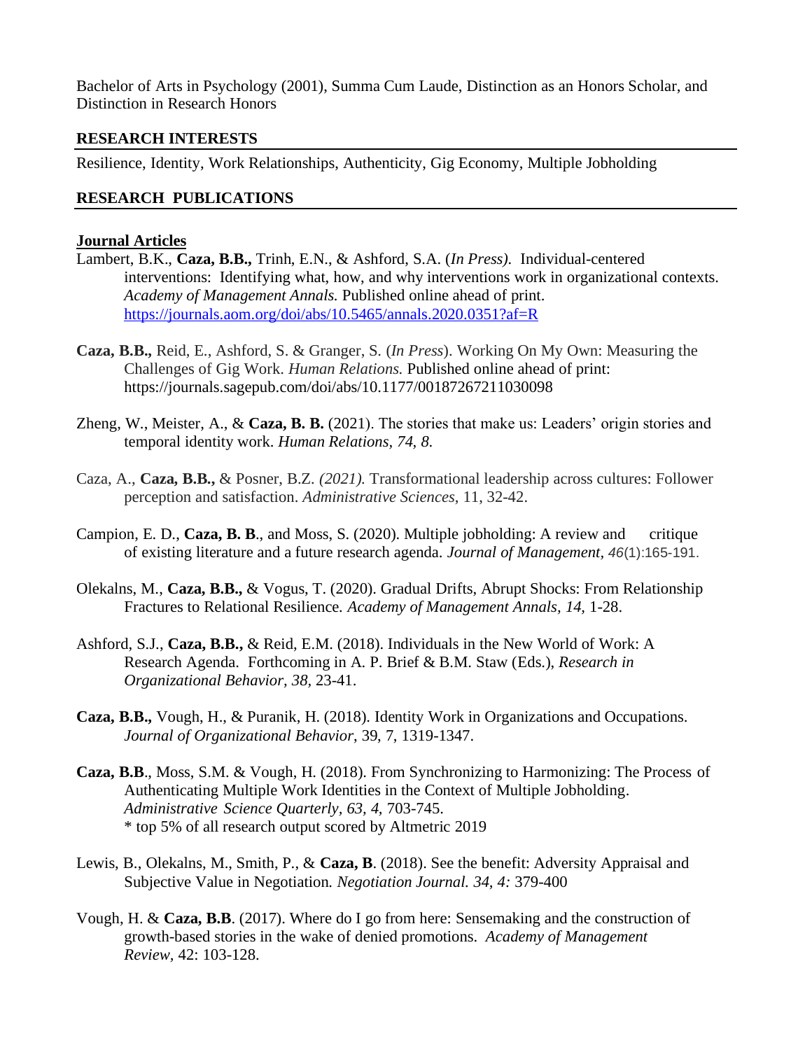Bachelor of Arts in Psychology (2001), Summa Cum Laude, Distinction as an Honors Scholar, and Distinction in Research Honors

## RESEARCH INTERESTS

Resilience, Identity, Work Relationships, Authenticity, Gig Economy, Multiple Jobholding

## RESEARCH PUBLICATIONS

### Journal Articles

Lambert, B.K., **Caza, B.B.,** Trinh, E.N., & Ashford, S.A. (*In Press).* Individual-centered interventions: Identifying what, how, and why interventions work in organizational contexts. *Academy of Management Annals.* Published online ahead of print. https://journals.aom.org/doi/abs/10.5465/annals.2020.0351?af=R

**Caza, B.B.,** Reid, E., Ashford, S. & Granger, S. (*In Press*). Working On My Own: Measuring the Challenges of Gig Work. *Human Relations.* Published online ahead of print: https://journals.sagepub.com/doi/abs/10.1177/00187267211030098

Zheng, W., Meister, A., & **Caza, B. B.** (2021). The stories that make us: Leaders' origin stories and temporal identity work. *Human Relations, 74, 8.*

Caza, A., **Caza, B.B.,** & Posner, B.Z. *(2021).* Transformational leadership across cultures: Follower perception and satisfaction. *Administrative Sciences*, 11, 32-42.

Campion, E. D., **Caza, B. B**., and Moss, S. (2020). Multiple jobholding: A review and critique of existing literature and a future research agenda. *Journal of Management*, *46*(1):165-191.

Olekalns, M., **Caza, B.B.,** & Vogus, T. (2020). Gradual Drifts, Abrupt Shocks: From Relationship Fractures to Relational Resilience. *Academy of Management Annals, 14,* 1-28.

Ashford, S.J., **Caza, B.B.,** & Reid, E.M. (2018). Individuals in the New World of Work: A Research Agenda. Forthcoming in A. P. Brief & B.M. Staw (Eds.), *Research in Organizational Behavior*, *38*, 23-41.

**Caza, B.B.,** Vough, H., & Puranik, H. (2018). Identity Work in Organizations and Occupations. *Journal of Organizational Behavior*, 39, 7, 1319-1347.

**Caza, B.B**., Moss, S.M. & Vough, H. (2018). From Synchronizing to Harmonizing: The Process of Authenticating Multiple Work Identities in the Context of Multiple Jobholding. *Administrative Science Quarterly, 63, 4,* 703-745.
\* top 5% of all research output scored by Altmetric 2019

Lewis, B., Olekalns, M., Smith, P., & **Caza, B**. (2018). See the benefit: Adversity Appraisal and Subjective Value in Negotiation*. Negotiation Journal. 34, 4:* 379-400

Vough, H. & **Caza, B.B**. (2017). Where do I go from here: Sensemaking and the construction of growth-based stories in the wake of denied promotions. *Academy of Management Review,* 42: 103-128.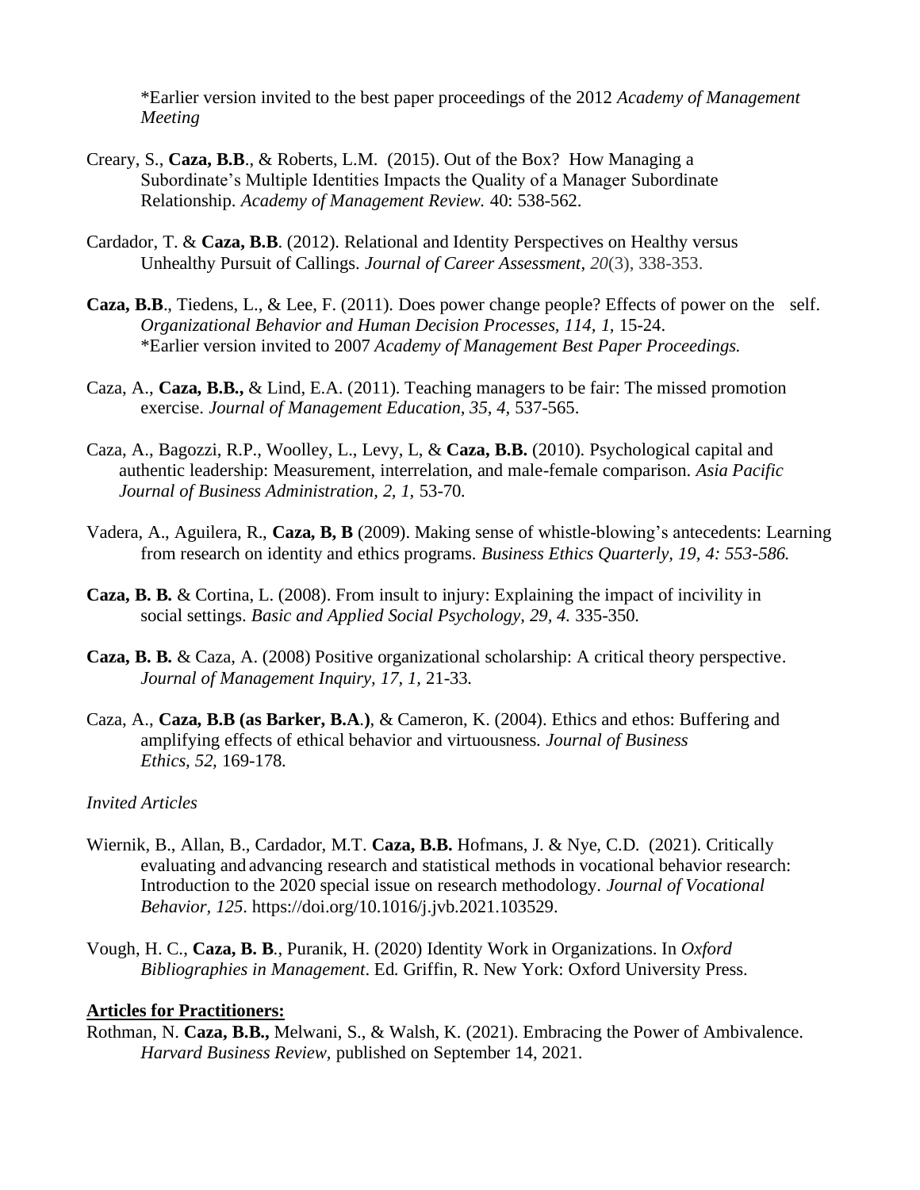*Earlier version invited to the best paper proceedings of the 2012 *Academy of Management Meeting*

Creary, S., **Caza, B.B**., & Roberts, L.M. (2015). Out of the Box? How Managing a Subordinate's Multiple Identities Impacts the Quality of a Manager Subordinate Relationship. *Academy of Management Review.* 40: 538-562.

Cardador, T. & **Caza, B.B**. (2012). Relational and Identity Perspectives on Healthy versus Unhealthy Pursuit of Callings. *Journal of Career Assessment*, *20*(3), 338-353.

**Caza, B.B**., Tiedens, L., & Lee, F. (2011). Does power change people? Effects of power on the self. *Organizational Behavior and Human Decision Processes*, *114, 1,* 15-24.
*Earlier version invited to 2007 *Academy of Management Best Paper Proceedings.*

Caza, A., **Caza, B.B.,** & Lind, E.A. (2011). Teaching managers to be fair: The missed promotion exercise. *Journal of Management Education*, *35, 4,* 537-565.

Caza, A., Bagozzi, R.P., Woolley, L., Levy, L, & **Caza, B.B.** (2010). Psychological capital and authentic leadership: Measurement, interrelation, and male-female comparison. *Asia Pacific Journal of Business Administration, 2, 1,* 53-70.

Vadera, A., Aguilera, R., **Caza, B, B** (2009). Making sense of whistle-blowing's antecedents: Learning from research on identity and ethics programs. *Business Ethics Quarterly, 19, 4: 553-586.*

**Caza, B. B.** & Cortina, L. (2008). From insult to injury: Explaining the impact of incivility in social settings. *Basic and Applied Social Psychology, 29, 4.* 335-350.

**Caza, B. B.** & Caza, A. (2008) Positive organizational scholarship: A critical theory perspective. *Journal of Management Inquiry, 17, 1,* 21-33.

Caza, A., **Caza, B.B (as Barker, B.A.)**, & Cameron, K. (2004). Ethics and ethos: Buffering and amplifying effects of ethical behavior and virtuousness. *Journal of Business Ethics, 52,* 169-178.

*Invited Articles*

Wiernik, B., Allan, B., Cardador, M.T. **Caza, B.B.** Hofmans, J. & Nye, C.D. (2021). Critically evaluating and advancing research and statistical methods in vocational behavior research: Introduction to the 2020 special issue on research methodology. *Journal of Vocational Behavior, 125*. https://doi.org/10.1016/j.jvb.2021.103529.

Vough, H. C., **Caza, B. B**., Puranik, H. (2020) Identity Work in Organizations. In *Oxford Bibliographies in Management*. Ed. Griffin, R. New York: Oxford University Press.

**Articles for Practitioners:**

Rothman, N. **Caza, B.B.,** Melwani, S., & Walsh, K. (2021). Embracing the Power of Ambivalence. *Harvard Business Review,* published on September 14, 2021.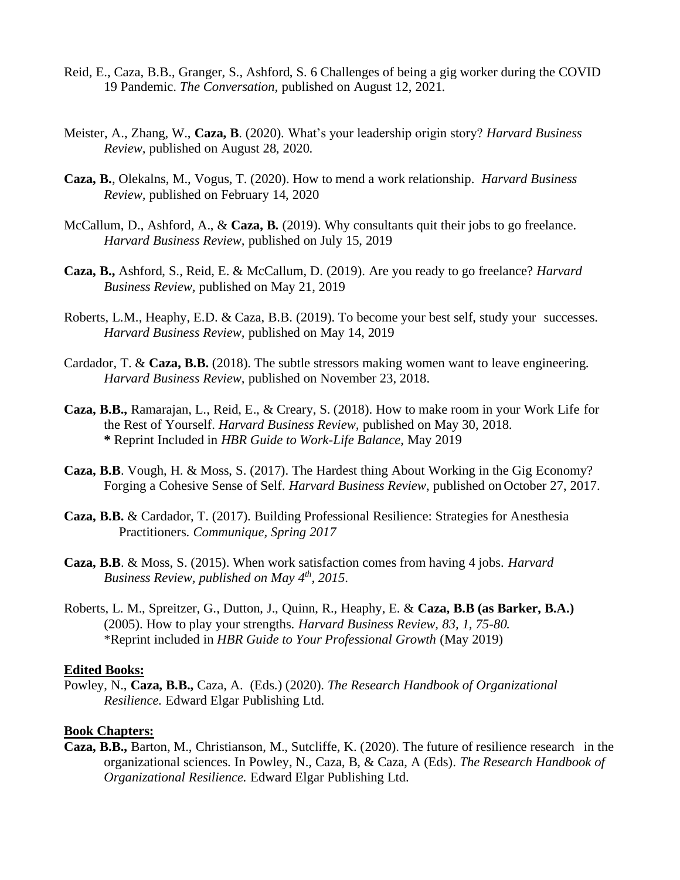Reid, E., Caza, B.B., Granger, S., Ashford, S. 6 Challenges of being a gig worker during the COVID 19 Pandemic. *The Conversation,* published on August 12, 2021.

Meister, A., Zhang, W., **Caza, B**. (2020). What's your leadership origin story? *Harvard Business Review,* published on August 28, 2020.

**Caza, B.**, Olekalns, M., Vogus, T. (2020). How to mend a work relationship. *Harvard Business Review,* published on February 14, 2020

McCallum, D., Ashford, A., & **Caza, B.** (2019). Why consultants quit their jobs to go freelance. *Harvard Business Review*, published on July 15, 2019

**Caza, B.,** Ashford, S., Reid, E. & McCallum, D. (2019). Are you ready to go freelance? *Harvard Business Review*, published on May 21, 2019

Roberts, L.M., Heaphy, E.D. & Caza, B.B. (2019). To become your best self, study your successes. *Harvard Business Review,* published on May 14, 2019

Cardador, T. & **Caza, B.B.** (2018). The subtle stressors making women want to leave engineering. *Harvard Business Review,* published on November 23, 2018.

**Caza, B.B.,** Ramarajan, L., Reid, E., & Creary, S. (2018). How to make room in your Work Life for the Rest of Yourself. *Harvard Business Review,* published on May 30, 2018.
**\*** Reprint Included in *HBR Guide to Work-Life Balance*, May 2019

**Caza, B.B**. Vough, H. & Moss, S. (2017). The Hardest thing About Working in the Gig Economy? Forging a Cohesive Sense of Self. *Harvard Business Review*, published on October 27, 2017.

**Caza, B.B.** & Cardador, T. (2017). Building Professional Resilience: Strategies for Anesthesia Practitioners. *Communique, Spring 2017*

**Caza, B.B**. & Moss, S. (2015). When work satisfaction comes from having 4 jobs. *Harvard Business Review, published on May 4th, 2015*.

Roberts, L. M., Spreitzer, G., Dutton, J., Quinn, R., Heaphy, E. & **Caza, B.B (as Barker, B.A.)** (2005). How to play your strengths. *Harvard Business Review, 83, 1, 75-80.*
\*Reprint included in *HBR Guide to Your Professional Growth* (May 2019)

**Edited Books:**

Powley, N., **Caza, B.B.,** Caza, A. (Eds.) (2020). *The Research Handbook of Organizational Resilience.* Edward Elgar Publishing Ltd.

**Book Chapters:**

**Caza, B.B.,** Barton, M., Christianson, M., Sutcliffe, K. (2020). The future of resilience research in the organizational sciences. In Powley, N., Caza, B, & Caza, A (Eds). *The Research Handbook of Organizational Resilience.* Edward Elgar Publishing Ltd.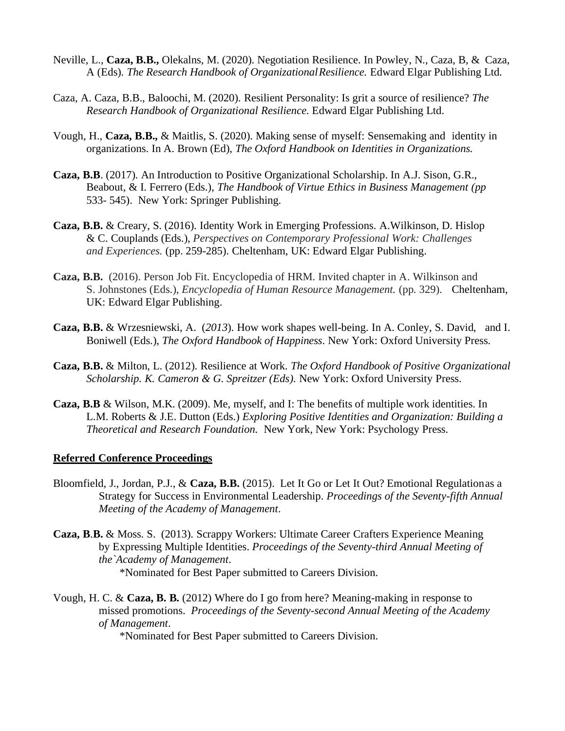Neville, L., **Caza, B.B.,** Olekalns, M. (2020). Negotiation Resilience. In Powley, N., Caza, B, & Caza, A (Eds). *The Research Handbook of Organizational Resilience.* Edward Elgar Publishing Ltd.

Caza, A. Caza, B.B., Baloochi, M. (2020). Resilient Personality: Is grit a source of resilience? *The Research Handbook of Organizational Resilience.* Edward Elgar Publishing Ltd.

Vough, H., **Caza, B.B.,** & Maitlis, S. (2020). Making sense of myself: Sensemaking and identity in organizations. In A. Brown (Ed), *The Oxford Handbook on Identities in Organizations.*

**Caza, B.B**. (2017). An Introduction to Positive Organizational Scholarship. In A.J. Sison, G.R., Beabout, & I. Ferrero (Eds.), *The Handbook of Virtue Ethics in Business Management (pp* 533- 545). New York: Springer Publishing.

**Caza, B.B.** & Creary, S. (2016). Identity Work in Emerging Professions. A.Wilkinson, D. Hislop & C. Couplands (Eds.), *Perspectives on Contemporary Professional Work: Challenges and Experiences.* (pp. 259-285). Cheltenham, UK: Edward Elgar Publishing.

**Caza, B.B.** (2016). Person Job Fit. Encyclopedia of HRM. Invited chapter in A. Wilkinson and S. Johnstones (Eds.), *Encyclopedia of Human Resource Management.* (pp. 329). Cheltenham, UK: Edward Elgar Publishing.

**Caza, B.B.** & Wrzesniewski, A. (*2013*). How work shapes well-being. In A. Conley, S. David, and I. Boniwell (Eds.), *The Oxford Handbook of Happiness*. New York: Oxford University Press.

**Caza, B.B.** & Milton, L. (2012). Resilience at Work. *The Oxford Handbook of Positive Organizational Scholarship. K. Cameron & G. Spreitzer (Eds).* New York: Oxford University Press.

**Caza, B.B** & Wilson, M.K. (2009). Me, myself, and I: The benefits of multiple work identities. In L.M. Roberts & J.E. Dutton (Eds.) *Exploring Positive Identities and Organization: Building a Theoretical and Research Foundation.* New York, New York: Psychology Press.

## Referred Conference Proceedings

Bloomfield, J., Jordan, P.J., & **Caza, B.B.** (2015). Let It Go or Let It Out? Emotional Regulationas a Strategy for Success in Environmental Leadership. *Proceedings of the Seventy-fifth Annual Meeting of the Academy of Management*.

**Caza, B.B.** & Moss. S. (2013). Scrappy Workers: Ultimate Career Crafters Experience Meaning by Expressing Multiple Identities. *Proceedings of the Seventy-third Annual Meeting of the`Academy of Management*.
*Nominated for Best Paper submitted to Careers Division.

Vough, H. C. & **Caza, B. B.** (2012) Where do I go from here? Meaning-making in response to missed promotions. *Proceedings of the Seventy-second Annual Meeting of the Academy of Management*.
*Nominated for Best Paper submitted to Careers Division.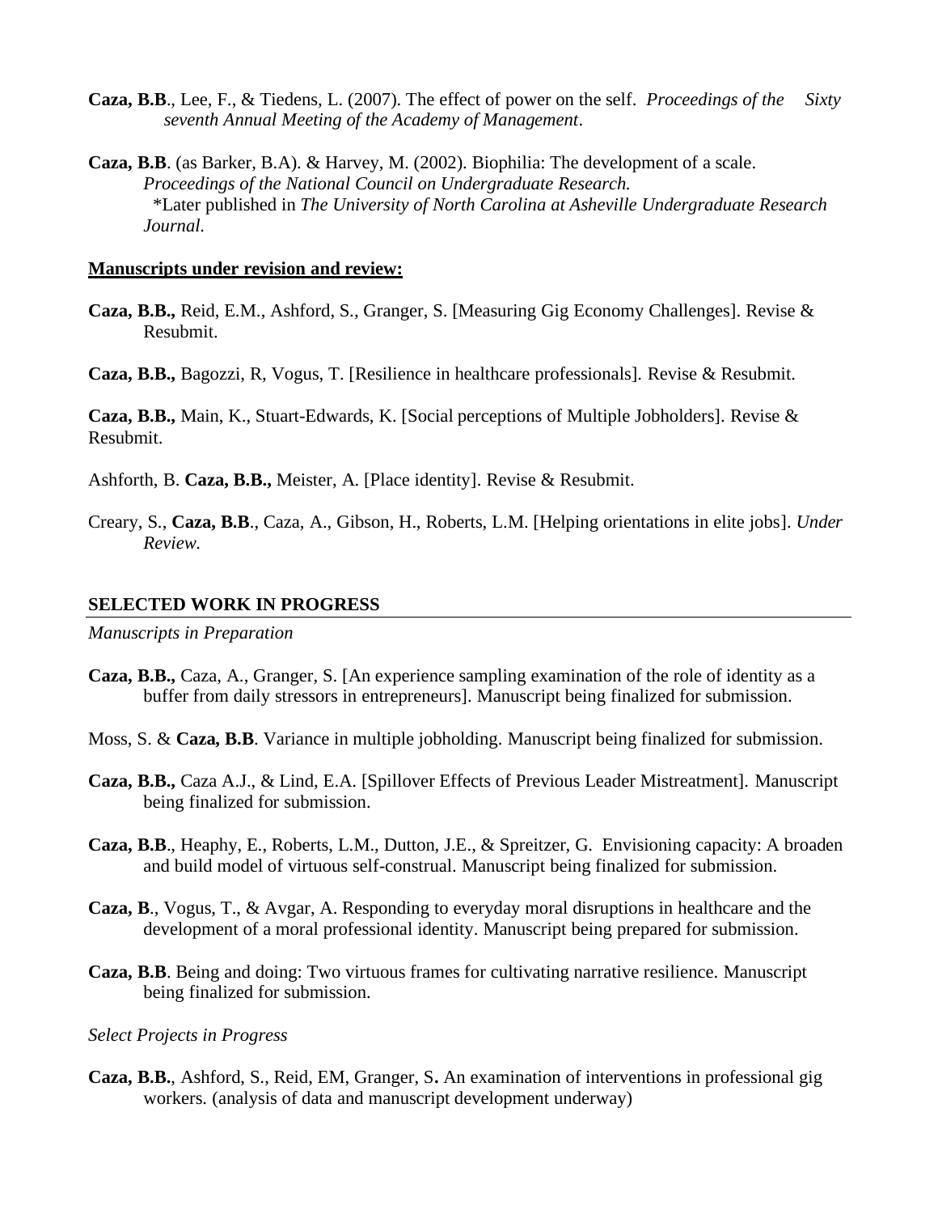**Caza, B.B**., Lee, F., & Tiedens, L. (2007). The effect of power on the self. *Proceedings of the Sixty seventh Annual Meeting of the Academy of Management*.

**Caza, B.B**. (as Barker, B.A). & Harvey, M. (2002). Biophilia: The development of a scale. *Proceedings of the National Council on Undergraduate Research.*
*Later published in *The University of North Carolina at Asheville Undergraduate Research Journal.*

**Manuscripts under revision and review:**

**Caza, B.B.,** Reid, E.M., Ashford, S., Granger, S. [Measuring Gig Economy Challenges]. Revise & Resubmit.

**Caza, B.B.,** Bagozzi, R, Vogus, T. [Resilience in healthcare professionals]. Revise & Resubmit.

**Caza, B.B.,** Main, K., Stuart-Edwards, K. [Social perceptions of Multiple Jobholders]. Revise & Resubmit.

Ashforth, B. **Caza, B.B.,** Meister, A. [Place identity]. Revise & Resubmit.

Creary, S., **Caza, B.B**., Caza, A., Gibson, H., Roberts, L.M. [Helping orientations in elite jobs]. *Under Review.*

## SELECTED WORK IN PROGRESS

*Manuscripts in Preparation*

**Caza, B.B.,** Caza, A., Granger, S. [An experience sampling examination of the role of identity as a buffer from daily stressors in entrepreneurs]. Manuscript being finalized for submission.

Moss, S. & **Caza, B.B**. Variance in multiple jobholding. Manuscript being finalized for submission.

**Caza, B.B.,** Caza A.J., & Lind, E.A. [Spillover Effects of Previous Leader Mistreatment]. Manuscript being finalized for submission.

**Caza, B.B**., Heaphy, E., Roberts, L.M., Dutton, J.E., & Spreitzer, G. Envisioning capacity: A broaden and build model of virtuous self-construal. Manuscript being finalized for submission.

**Caza, B**., Vogus, T., & Avgar, A. Responding to everyday moral disruptions in healthcare and the development of a moral professional identity. Manuscript being prepared for submission.

**Caza, B.B**. Being and doing: Two virtuous frames for cultivating narrative resilience. Manuscript being finalized for submission.

*Select Projects in Progress*

**Caza, B.B.**, Ashford, S., Reid, EM, Granger, S**.** An examination of interventions in professional gig workers. (analysis of data and manuscript development underway)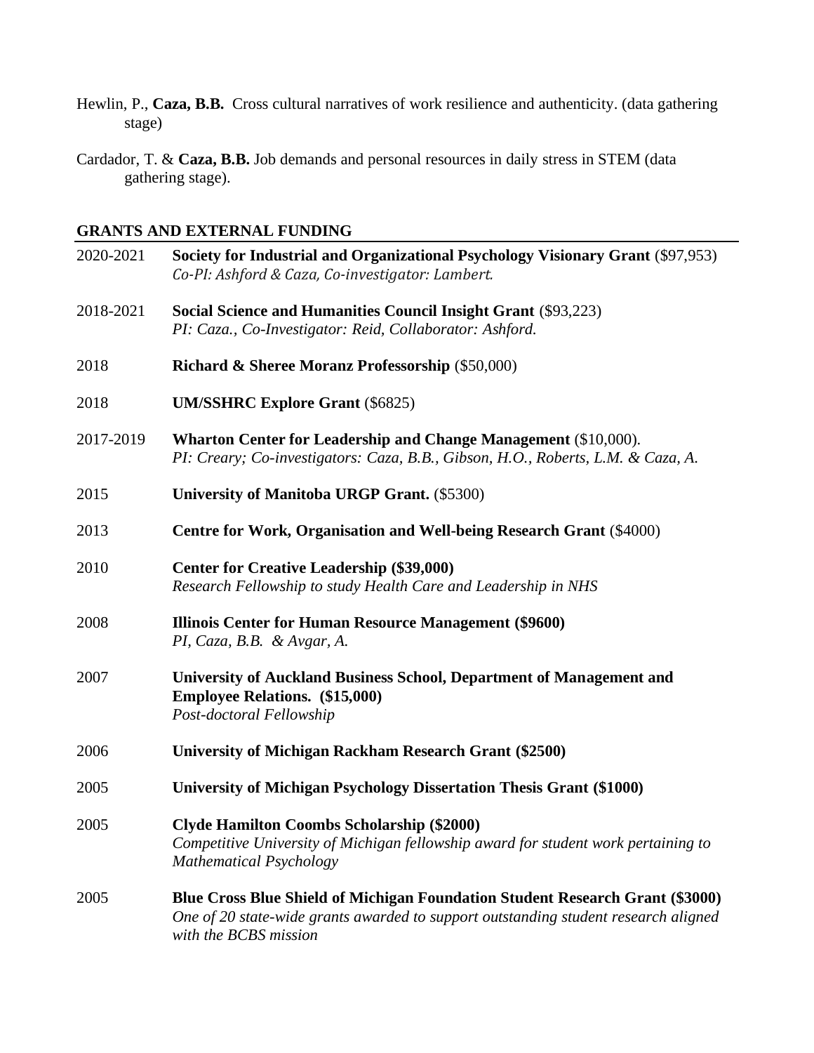Hewlin, P., **Caza, B.B.** Cross cultural narratives of work resilience and authenticity. (data gathering stage)

Cardador, T. & **Caza, B.B.** Job demands and personal resources in daily stress in STEM (data gathering stage).

## GRANTS AND EXTERNAL FUNDING

2020-2021 **Society for Industrial and Organizational Psychology Visionary Grant** ($97,953)
*Co-PI: Ashford & Caza, Co-investigator: Lambert.*

2018-2021 **Social Science and Humanities Council Insight Grant** ($93,223)
*PI: Caza., Co-Investigator: Reid, Collaborator: Ashford.*

2018 **Richard & Sheree Moranz Professorship** ($50,000)

2018 **UM/SSHRC Explore Grant** ($6825)

2017-2019 **Wharton Center for Leadership and Change Management** ($10,000).
*PI: Creary; Co-investigators: Caza, B.B., Gibson, H.O., Roberts, L.M. & Caza, A.*

2015 **University of Manitoba URGP Grant.** ($5300)

2013 **Centre for Work, Organisation and Well-being Research Grant** ($4000)

2010 **Center for Creative Leadership ($39,000)**
*Research Fellowship to study Health Care and Leadership in NHS*

2008 **Illinois Center for Human Resource Management ($9600)**
*PI, Caza, B.B. & Avgar, A.*

2007 **University of Auckland Business School, Department of Management and Employee Relations. ($15,000)**
*Post-doctoral Fellowship*

2006 **University of Michigan Rackham Research Grant ($2500)**

2005 **University of Michigan Psychology Dissertation Thesis Grant ($1000)**

2005 **Clyde Hamilton Coombs Scholarship ($2000)**
*Competitive University of Michigan fellowship award for student work pertaining to Mathematical Psychology*

2005 **Blue Cross Blue Shield of Michigan Foundation Student Research Grant ($3000)**
*One of 20 state-wide grants awarded to support outstanding student research aligned with the BCBS mission*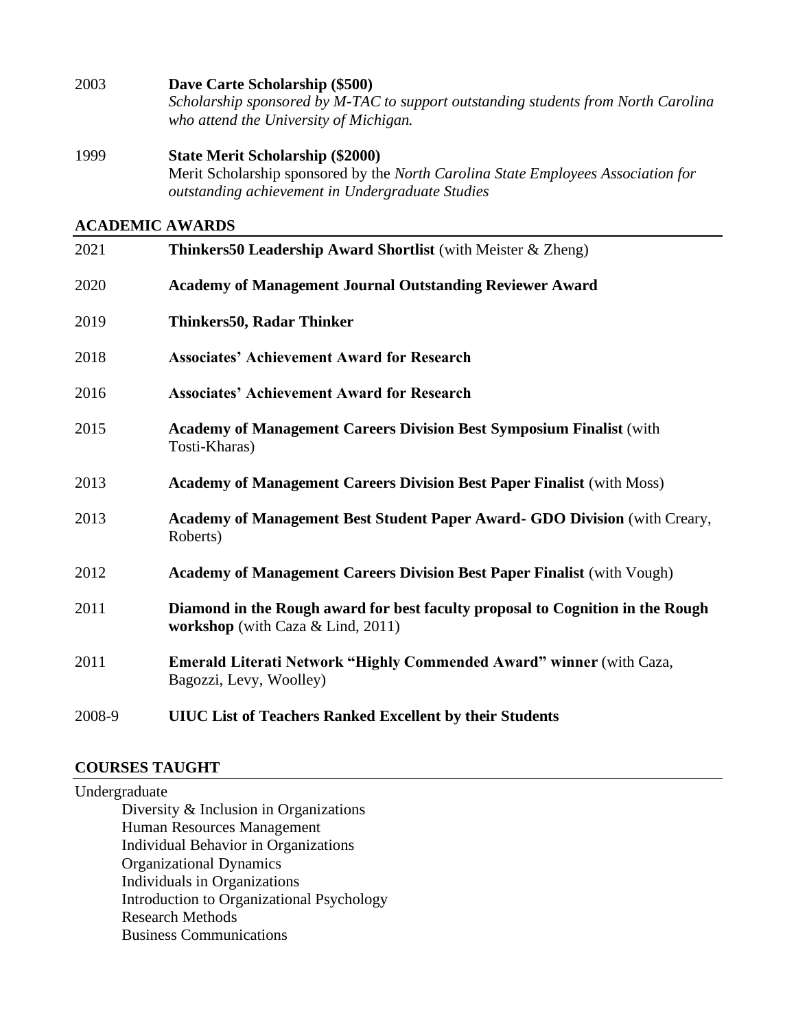2003 **Dave Carte Scholarship ($500)**
*Scholarship sponsored by M-TAC to support outstanding students from North Carolina who attend the University of Michigan.*

1999 **State Merit Scholarship ($2000)**
Merit Scholarship sponsored by the *North Carolina State Employees Association for outstanding achievement in Undergraduate Studies*

## ACADEMIC AWARDS

2021 **Thinkers50 Leadership Award Shortlist** (with Meister & Zheng)

2020 **Academy of Management Journal Outstanding Reviewer Award**

2019 **Thinkers50, Radar Thinker**

2018 **Associates' Achievement Award for Research**

2016 **Associates' Achievement Award for Research**

2015 **Academy of Management Careers Division Best Symposium Finalist** (with Tosti-Kharas)

2013 **Academy of Management Careers Division Best Paper Finalist** (with Moss)

2013 **Academy of Management Best Student Paper Award- GDO Division** (with Creary, Roberts)

2012 **Academy of Management Careers Division Best Paper Finalist** (with Vough)

2011 **Diamond in the Rough award for best faculty proposal to Cognition in the Rough workshop** (with Caza & Lind, 2011)

2011 **Emerald Literati Network "Highly Commended Award" winner** (with Caza, Bagozzi, Levy, Woolley)

2008-9 **UIUC List of Teachers Ranked Excellent by their Students**

## COURSES TAUGHT

Undergraduate

- Diversity & Inclusion in Organizations
- Human Resources Management
- Individual Behavior in Organizations
- Organizational Dynamics
- Individuals in Organizations
- Introduction to Organizational Psychology
- Research Methods
- Business Communications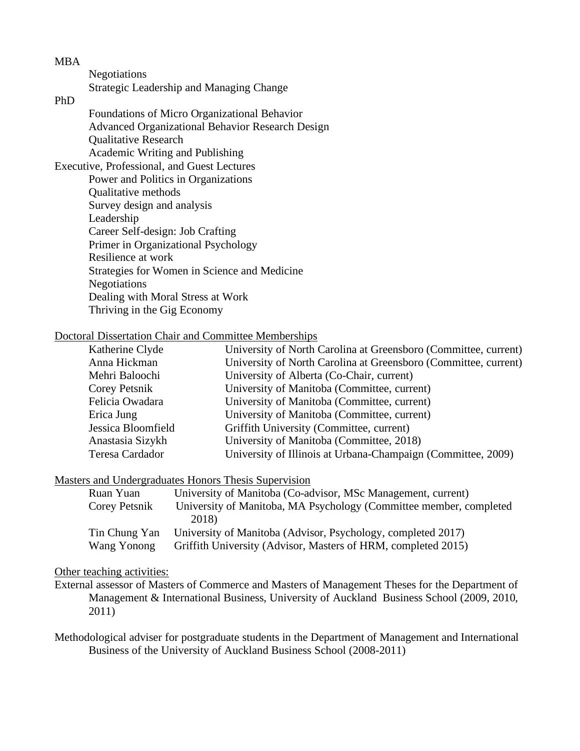MBA

- Negotiations
- Strategic Leadership and Managing Change

PhD

- Foundations of Micro Organizational Behavior
- Advanced Organizational Behavior Research Design
- Qualitative Research
- Academic Writing and Publishing

Executive, Professional, and Guest Lectures

- Power and Politics in Organizations
- Qualitative methods
- Survey design and analysis
- Leadership
- Career Self-design: Job Crafting
- Primer in Organizational Psychology
- Resilience at work
- Strategies for Women in Science and Medicine
- Negotiations
- Dealing with Moral Stress at Work
- Thriving in the Gig Economy

<u>Doctoral Dissertation Chair and Committee Memberships</u>

| | |
|---|---|
| Katherine Clyde | University of North Carolina at Greensboro (Committee, current) |
| Anna Hickman | University of North Carolina at Greensboro (Committee, current) |
| Mehri Baloochi | University of Alberta (Co-Chair, current) |
| Corey Petsnik | University of Manitoba (Committee, current) |
| Felicia Owadara | University of Manitoba (Committee, current) |
| Erica Jung | University of Manitoba (Committee, current) |
| Jessica Bloomfield | Griffith University (Committee, current) |
| Anastasia Sizykh | University of Manitoba (Committee, 2018) |
| Teresa Cardador | University of Illinois at Urbana-Champaign (Committee, 2009) |

<u>Masters and Undergraduates Honors Thesis Supervision</u>

| | |
|---|---|
| Ruan Yuan | University of Manitoba (Co-advisor, MSc Management, current) |
| Corey Petsnik | University of Manitoba, MA Psychology (Committee member, completed 2018) |
| Tin Chung Yan | University of Manitoba (Advisor, Psychology, completed 2017) |
| Wang Yonong | Griffith University (Advisor, Masters of HRM, completed 2015) |

<u>Other teaching activities:</u>

External assessor of Masters of Commerce and Masters of Management Theses for the Department of Management & International Business, University of Auckland Business School (2009, 2010, 2011)

Methodological adviser for postgraduate students in the Department of Management and International Business of the University of Auckland Business School (2008-2011)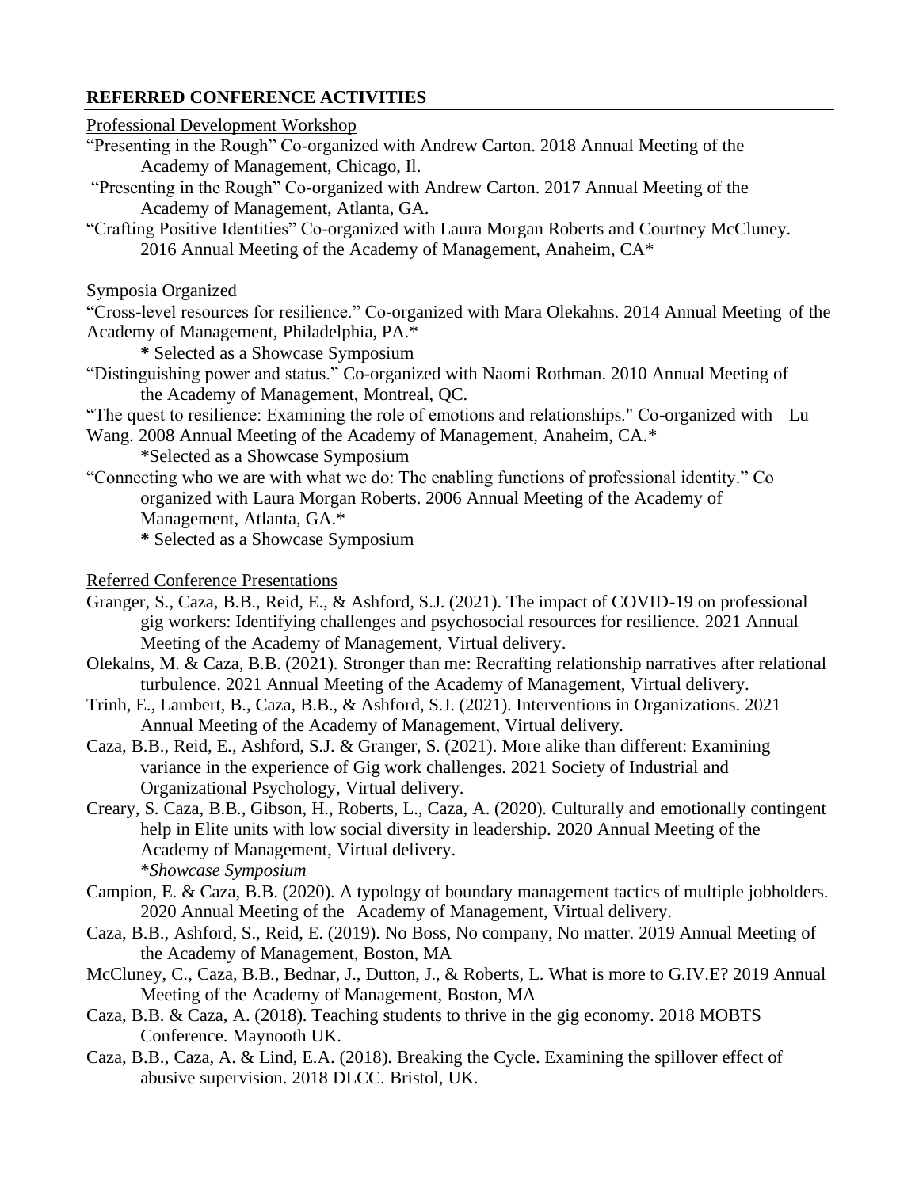## REFERRED CONFERENCE ACTIVITIES

Professional Development Workshop

"Presenting in the Rough" Co-organized with Andrew Carton. 2018 Annual Meeting of the Academy of Management, Chicago, Il.

"Presenting in the Rough" Co-organized with Andrew Carton. 2017 Annual Meeting of the Academy of Management, Atlanta, GA.

"Crafting Positive Identities" Co-organized with Laura Morgan Roberts and Courtney McCluney. 2016 Annual Meeting of the Academy of Management, Anaheim, CA*

Symposia Organized

"Cross-level resources for resilience." Co-organized with Mara Olekahns. 2014 Annual Meeting of the Academy of Management, Philadelphia, PA.*

**\*** Selected as a Showcase Symposium

"Distinguishing power and status." Co-organized with Naomi Rothman. 2010 Annual Meeting of the Academy of Management, Montreal, QC.

"The quest to resilience: Examining the role of emotions and relationships." Co-organized with Lu Wang. 2008 Annual Meeting of the Academy of Management, Anaheim, CA.*

*Selected as a Showcase Symposium

"Connecting who we are with what we do: The enabling functions of professional identity." Co organized with Laura Morgan Roberts. 2006 Annual Meeting of the Academy of Management, Atlanta, GA.*

**\*** Selected as a Showcase Symposium

Referred Conference Presentations

Granger, S., Caza, B.B., Reid, E., & Ashford, S.J. (2021). The impact of COVID-19 on professional gig workers: Identifying challenges and psychosocial resources for resilience. 2021 Annual Meeting of the Academy of Management, Virtual delivery.

Olekalns, M. & Caza, B.B. (2021). Stronger than me: Recrafting relationship narratives after relational turbulence. 2021 Annual Meeting of the Academy of Management, Virtual delivery.

Trinh, E., Lambert, B., Caza, B.B., & Ashford, S.J. (2021). Interventions in Organizations. 2021 Annual Meeting of the Academy of Management, Virtual delivery.

Caza, B.B., Reid, E., Ashford, S.J. & Granger, S. (2021). More alike than different: Examining variance in the experience of Gig work challenges. 2021 Society of Industrial and Organizational Psychology, Virtual delivery.

Creary, S. Caza, B.B., Gibson, H., Roberts, L., Caza, A. (2020). Culturally and emotionally contingent help in Elite units with low social diversity in leadership. 2020 Annual Meeting of the Academy of Management, Virtual delivery.

\**Showcase Symposium*

Campion, E. & Caza, B.B. (2020). A typology of boundary management tactics of multiple jobholders. 2020 Annual Meeting of the Academy of Management, Virtual delivery.

Caza, B.B., Ashford, S., Reid, E. (2019). No Boss, No company, No matter. 2019 Annual Meeting of the Academy of Management, Boston, MA

McCluney, C., Caza, B.B., Bednar, J., Dutton, J., & Roberts, L. What is more to G.IV.E? 2019 Annual Meeting of the Academy of Management, Boston, MA

Caza, B.B. & Caza, A. (2018). Teaching students to thrive in the gig economy. 2018 MOBTS Conference. Maynooth UK.

Caza, B.B., Caza, A. & Lind, E.A. (2018). Breaking the Cycle. Examining the spillover effect of abusive supervision. 2018 DLCC. Bristol, UK.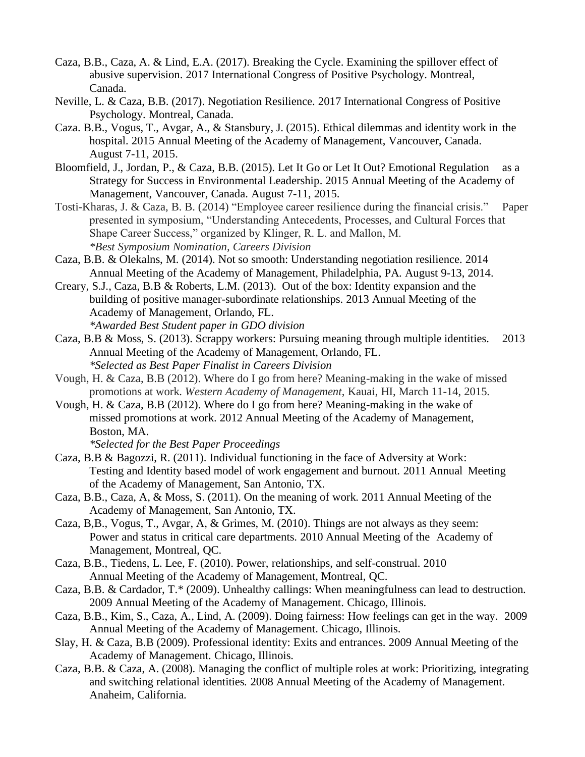Caza, B.B., Caza, A. & Lind, E.A. (2017). Breaking the Cycle. Examining the spillover effect of abusive supervision. 2017 International Congress of Positive Psychology. Montreal, Canada.

Neville, L. & Caza, B.B. (2017). Negotiation Resilience. 2017 International Congress of Positive Psychology. Montreal, Canada.

Caza. B.B., Vogus, T., Avgar, A., & Stansbury, J. (2015). Ethical dilemmas and identity work in the hospital. 2015 Annual Meeting of the Academy of Management, Vancouver, Canada. August 7-11, 2015.

Bloomfield, J., Jordan, P., & Caza, B.B. (2015). Let It Go or Let It Out? Emotional Regulation as a Strategy for Success in Environmental Leadership. 2015 Annual Meeting of the Academy of Management, Vancouver, Canada. August 7-11, 2015.

Tosti-Kharas, J. & Caza, B. B. (2014) "Employee career resilience during the financial crisis." Paper presented in symposium, "Understanding Antecedents, Processes, and Cultural Forces that Shape Career Success," organized by Klinger, R. L. and Mallon, M.
*\*Best Symposium Nomination, Careers Division*

Caza, B.B. & Olekalns, M. (2014). Not so smooth: Understanding negotiation resilience. 2014 Annual Meeting of the Academy of Management, Philadelphia, PA. August 9-13, 2014.

Creary, S.J., Caza, B.B & Roberts, L.M. (2013). Out of the box: Identity expansion and the building of positive manager-subordinate relationships. 2013 Annual Meeting of the Academy of Management, Orlando, FL.
*\*Awarded Best Student paper in GDO division*

Caza, B.B & Moss, S. (2013). Scrappy workers: Pursuing meaning through multiple identities. 2013 Annual Meeting of the Academy of Management, Orlando, FL.
*\*Selected as Best Paper Finalist in Careers Division*

Vough, H. & Caza, B.B (2012). Where do I go from here? Meaning-making in the wake of missed promotions at work. *Western Academy of Management*, Kauai, HI, March 11-14, 2015.

Vough, H. & Caza, B.B (2012). Where do I go from here? Meaning-making in the wake of missed promotions at work. 2012 Annual Meeting of the Academy of Management, Boston, MA.
*\*Selected for the Best Paper Proceedings*

Caza, B.B & Bagozzi, R. (2011). Individual functioning in the face of Adversity at Work: Testing and Identity based model of work engagement and burnout. 2011 Annual Meeting of the Academy of Management, San Antonio, TX.

Caza, B.B., Caza, A, & Moss, S. (2011). On the meaning of work. 2011 Annual Meeting of the Academy of Management, San Antonio, TX.

Caza, B,B., Vogus, T., Avgar, A, & Grimes, M. (2010). Things are not always as they seem: Power and status in critical care departments. 2010 Annual Meeting of the Academy of Management, Montreal, QC.

Caza, B.B., Tiedens, L. Lee, F. (2010). Power, relationships, and self-construal. 2010 Annual Meeting of the Academy of Management, Montreal, QC.

Caza, B.B. & Cardador, T.* (2009). Unhealthy callings: When meaningfulness can lead to destruction. 2009 Annual Meeting of the Academy of Management. Chicago, Illinois.

Caza, B.B., Kim, S., Caza, A., Lind, A. (2009). Doing fairness: How feelings can get in the way. 2009 Annual Meeting of the Academy of Management. Chicago, Illinois.

Slay, H. & Caza, B.B (2009). Professional identity: Exits and entrances. 2009 Annual Meeting of the Academy of Management. Chicago, Illinois.

Caza, B.B. & Caza, A. (2008). Managing the conflict of multiple roles at work: Prioritizing, integrating and switching relational identities. 2008 Annual Meeting of the Academy of Management. Anaheim, California.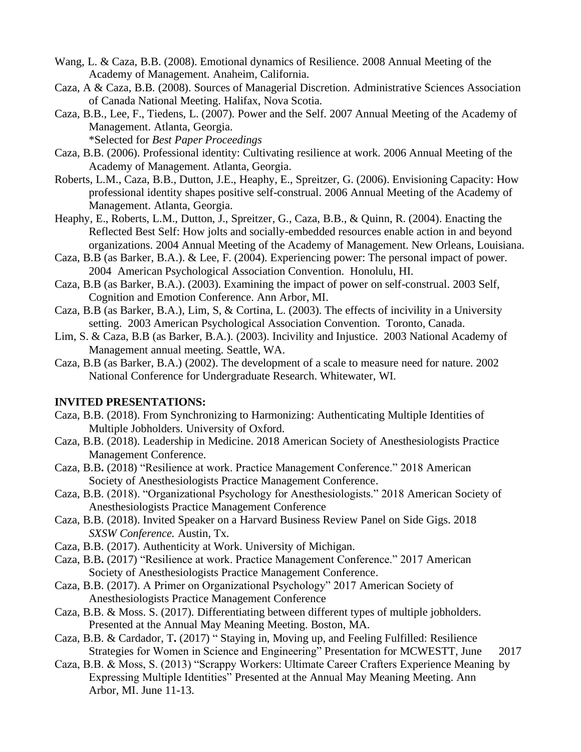Wang, L. & Caza, B.B. (2008). Emotional dynamics of Resilience. 2008 Annual Meeting of the Academy of Management. Anaheim, California.

Caza, A & Caza, B.B. (2008). Sources of Managerial Discretion. Administrative Sciences Association of Canada National Meeting. Halifax, Nova Scotia.

Caza, B.B., Lee, F., Tiedens, L. (2007). Power and the Self. 2007 Annual Meeting of the Academy of Management. Atlanta, Georgia.
*Selected for *Best Paper Proceedings*

Caza, B.B. (2006). Professional identity: Cultivating resilience at work. 2006 Annual Meeting of the Academy of Management. Atlanta, Georgia.

Roberts, L.M., Caza, B.B., Dutton, J.E., Heaphy, E., Spreitzer, G. (2006). Envisioning Capacity: How professional identity shapes positive self-construal. 2006 Annual Meeting of the Academy of Management. Atlanta, Georgia.

Heaphy, E., Roberts, L.M., Dutton, J., Spreitzer, G., Caza, B.B., & Quinn, R. (2004). Enacting the Reflected Best Self: How jolts and socially-embedded resources enable action in and beyond organizations. 2004 Annual Meeting of the Academy of Management. New Orleans, Louisiana.

Caza, B.B (as Barker, B.A.). & Lee, F. (2004). Experiencing power: The personal impact of power. 2004 American Psychological Association Convention. Honolulu, HI.

Caza, B.B (as Barker, B.A.). (2003). Examining the impact of power on self-construal. 2003 Self, Cognition and Emotion Conference. Ann Arbor, MI.

Caza, B.B (as Barker, B.A.), Lim, S, & Cortina, L. (2003). The effects of incivility in a University setting. 2003 American Psychological Association Convention. Toronto, Canada.

Lim, S. & Caza, B.B (as Barker, B.A.). (2003). Incivility and Injustice. 2003 National Academy of Management annual meeting. Seattle, WA.

Caza, B.B (as Barker, B.A.) (2002). The development of a scale to measure need for nature. 2002 National Conference for Undergraduate Research. Whitewater, WI.

**INVITED PRESENTATIONS:**

Caza, B.B. (2018). From Synchronizing to Harmonizing: Authenticating Multiple Identities of Multiple Jobholders. University of Oxford.

Caza, B.B. (2018). Leadership in Medicine. 2018 American Society of Anesthesiologists Practice Management Conference.

Caza, B.B**.** (2018) "Resilience at work. Practice Management Conference." 2018 American Society of Anesthesiologists Practice Management Conference.

Caza, B.B. (2018). "Organizational Psychology for Anesthesiologists." 2018 American Society of Anesthesiologists Practice Management Conference

Caza, B.B. (2018). Invited Speaker on a Harvard Business Review Panel on Side Gigs. 2018 *SXSW Conference.* Austin, Tx.

Caza, B.B. (2017). Authenticity at Work. University of Michigan.

Caza, B.B**.** (2017) "Resilience at work. Practice Management Conference." 2017 American Society of Anesthesiologists Practice Management Conference.

Caza, B.B. (2017). A Primer on Organizational Psychology" 2017 American Society of Anesthesiologists Practice Management Conference

Caza, B.B. & Moss. S. (2017). Differentiating between different types of multiple jobholders. Presented at the Annual May Meaning Meeting. Boston, MA.

Caza, B.B. & Cardador, T**.** (2017) " Staying in, Moving up, and Feeling Fulfilled: Resilience Strategies for Women in Science and Engineering" Presentation for MCWESTT, June 2017

Caza, B.B. & Moss, S. (2013) "Scrappy Workers: Ultimate Career Crafters Experience Meaning by Expressing Multiple Identities" Presented at the Annual May Meaning Meeting. Ann Arbor, MI. June 11-13.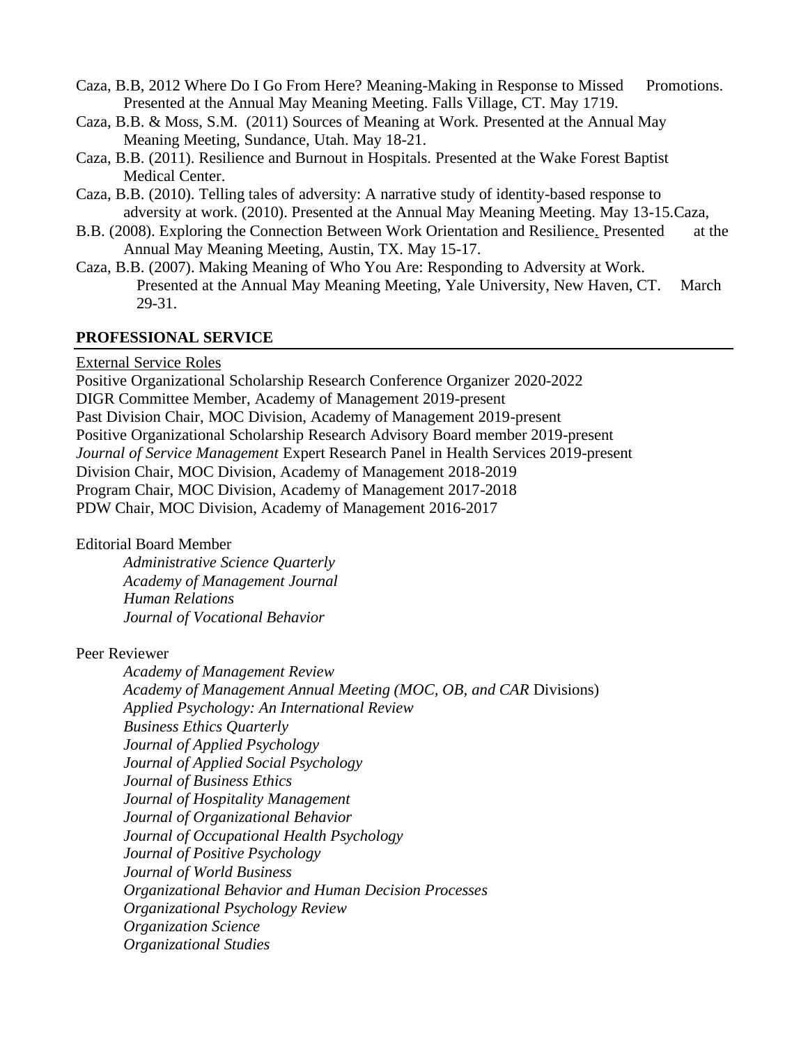Caza, B.B, 2012 Where Do I Go From Here? Meaning-Making in Response to Missed Promotions. Presented at the Annual May Meaning Meeting. Falls Village, CT. May 1719.

Caza, B.B. & Moss, S.M. (2011) Sources of Meaning at Work. Presented at the Annual May Meaning Meeting, Sundance, Utah. May 18-21.

Caza, B.B. (2011). Resilience and Burnout in Hospitals. Presented at the Wake Forest Baptist Medical Center.

Caza, B.B. (2010). Telling tales of adversity: A narrative study of identity-based response to adversity at work. (2010). Presented at the Annual May Meaning Meeting. May 13-15.Caza,

B.B. (2008). Exploring the Connection Between Work Orientation and Resilience. Presented at the Annual May Meaning Meeting, Austin, TX. May 15-17.

Caza, B.B. (2007). Making Meaning of Who You Are: Responding to Adversity at Work. Presented at the Annual May Meaning Meeting, Yale University, New Haven, CT. March 29-31.

## PROFESSIONAL SERVICE

External Service Roles

Positive Organizational Scholarship Research Conference Organizer 2020-2022
DIGR Committee Member, Academy of Management 2019-present
Past Division Chair, MOC Division, Academy of Management 2019-present
Positive Organizational Scholarship Research Advisory Board member 2019-present
*Journal of Service Management* Expert Research Panel in Health Services 2019-present
Division Chair, MOC Division, Academy of Management 2018-2019
Program Chair, MOC Division, Academy of Management 2017-2018
PDW Chair, MOC Division, Academy of Management 2016-2017

Editorial Board Member

- *Administrative Science Quarterly*
- *Academy of Management Journal*
- *Human Relations*
- *Journal of Vocational Behavior*

Peer Reviewer

- *Academy of Management Review*
- *Academy of Management Annual Meeting (MOC, OB, and CAR* Divisions)
- *Applied Psychology: An International Review*
- *Business Ethics Quarterly*
- *Journal of Applied Psychology*
- *Journal of Applied Social Psychology*
- *Journal of Business Ethics*
- *Journal of Hospitality Management*
- *Journal of Organizational Behavior*
- *Journal of Occupational Health Psychology*
- *Journal of Positive Psychology*
- *Journal of World Business*
- *Organizational Behavior and Human Decision Processes*
- *Organizational Psychology Review*
- *Organization Science*
- *Organizational Studies*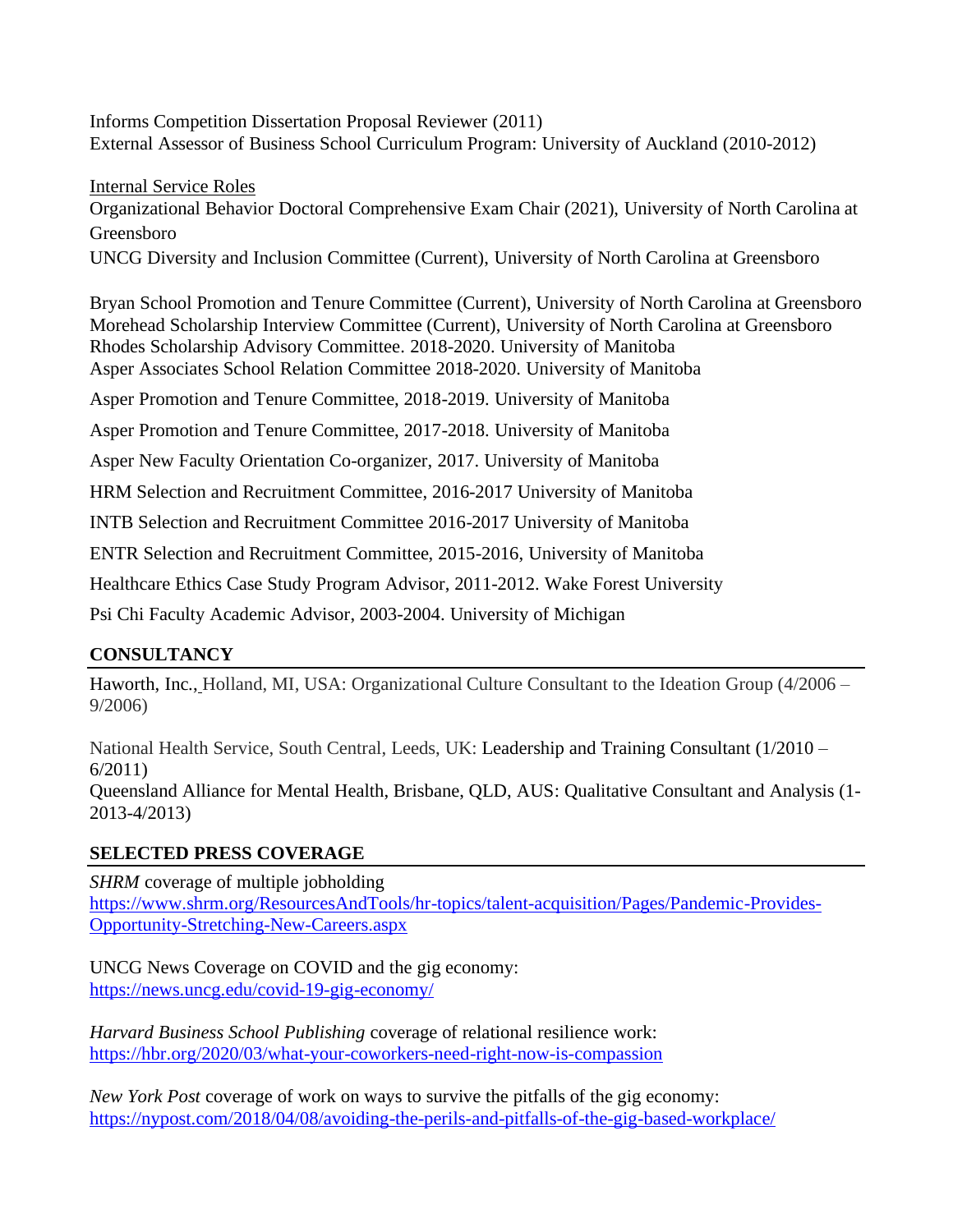Informs Competition Dissertation Proposal Reviewer (2011)
External Assessor of Business School Curriculum Program: University of Auckland (2010-2012)

Internal Service Roles

Organizational Behavior Doctoral Comprehensive Exam Chair (2021), University of North Carolina at Greensboro

UNCG Diversity and Inclusion Committee (Current), University of North Carolina at Greensboro

Bryan School Promotion and Tenure Committee (Current), University of North Carolina at Greensboro
Morehead Scholarship Interview Committee (Current), University of North Carolina at Greensboro
Rhodes Scholarship Advisory Committee. 2018-2020. University of Manitoba
Asper Associates School Relation Committee 2018-2020. University of Manitoba

Asper Promotion and Tenure Committee, 2018-2019. University of Manitoba

Asper Promotion and Tenure Committee, 2017-2018. University of Manitoba

Asper New Faculty Orientation Co-organizer, 2017. University of Manitoba

HRM Selection and Recruitment Committee, 2016-2017 University of Manitoba

INTB Selection and Recruitment Committee 2016-2017 University of Manitoba

ENTR Selection and Recruitment Committee, 2015-2016, University of Manitoba

Healthcare Ethics Case Study Program Advisor, 2011-2012. Wake Forest University

Psi Chi Faculty Academic Advisor, 2003-2004. University of Michigan

## CONSULTANCY

Haworth, Inc., Holland, MI, USA: Organizational Culture Consultant to the Ideation Group (4/2006 – 9/2006)

National Health Service, South Central, Leeds, UK: Leadership and Training Consultant (1/2010 – 6/2011)
Queensland Alliance for Mental Health, Brisbane, QLD, AUS: Qualitative Consultant and Analysis (1-2013-4/2013)

## SELECTED PRESS COVERAGE

*SHRM* coverage of multiple jobholding
https://www.shrm.org/ResourcesAndTools/hr-topics/talent-acquisition/Pages/Pandemic-Provides-Opportunity-Stretching-New-Careers.aspx

UNCG News Coverage on COVID and the gig economy:
https://news.uncg.edu/covid-19-gig-economy/

*Harvard Business School Publishing* coverage of relational resilience work:
https://hbr.org/2020/03/what-your-coworkers-need-right-now-is-compassion

*New York Post* coverage of work on ways to survive the pitfalls of the gig economy:
https://nypost.com/2018/04/08/avoiding-the-perils-and-pitfalls-of-the-gig-based-workplace/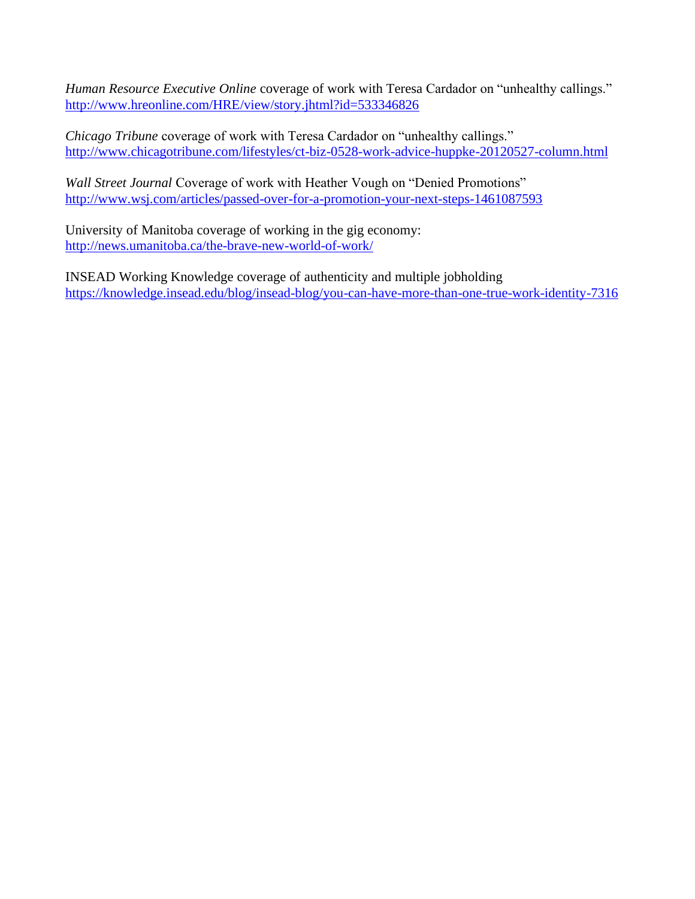*Human Resource Executive Online* coverage of work with Teresa Cardador on "unhealthy callings."
http://www.hreonline.com/HRE/view/story.jhtml?id=533346826

*Chicago Tribune* coverage of work with Teresa Cardador on "unhealthy callings."
http://www.chicagotribune.com/lifestyles/ct-biz-0528-work-advice-huppke-20120527-column.html

*Wall Street Journal* Coverage of work with Heather Vough on "Denied Promotions"
http://www.wsj.com/articles/passed-over-for-a-promotion-your-next-steps-1461087593

University of Manitoba coverage of working in the gig economy:
http://news.umanitoba.ca/the-brave-new-world-of-work/

INSEAD Working Knowledge coverage of authenticity and multiple jobholding
https://knowledge.insead.edu/blog/insead-blog/you-can-have-more-than-one-true-work-identity-7316